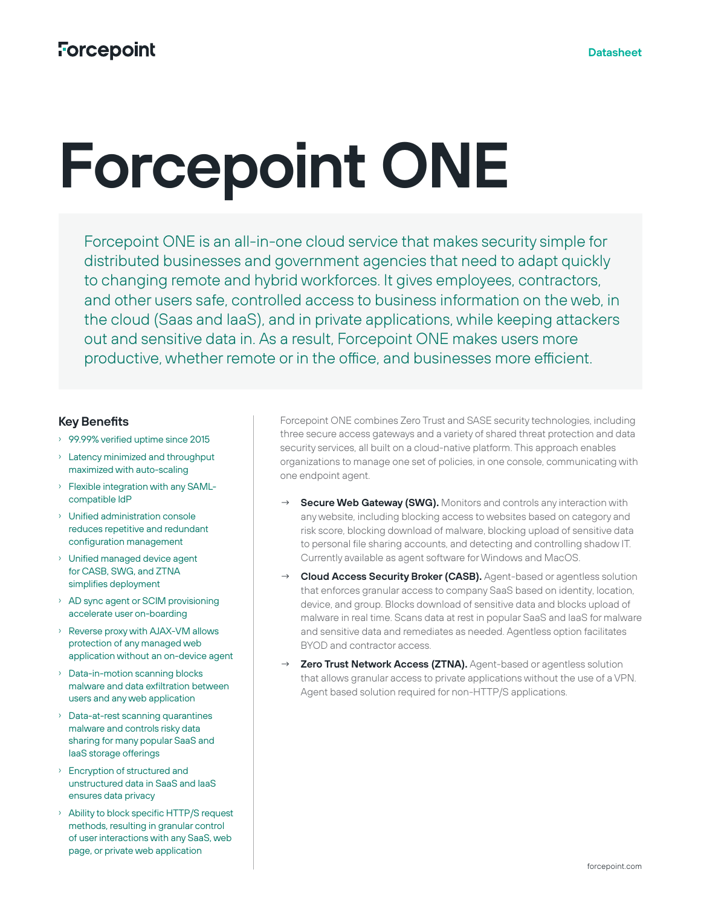# Forcepoint ONE

Forcepoint ONE is an all-in-one cloud service that makes security simple for distributed businesses and government agencies that need to adapt quickly to changing remote and hybrid workforces. It gives employees, contractors, and other users safe, controlled access to business information on the web, in the cloud (Saas and IaaS), and in private applications, while keeping attackers out and sensitive data in. As a result, Forcepoint ONE makes users more productive, whether remote or in the office, and businesses more efficient.

## Key Benefits

- 99.99% verified uptime since 2015
- Latency minimized and throughput maximized with auto-scaling
- Flexible integration with any SAML-compatible IdP
- Unified administration console reduces repetitive and redundant configuration management
- Unified managed device agent for CASB, SWG, and ZTNA simplifies deployment
- AD sync agent or SCIM provisioning accelerate user on-boarding
- Reverse proxy with AJAX-VM allows protection of any managed web application without an on-device agent
- Data-in-motion scanning blocks malware and data exfiltration between users and any web application
- Data-at-rest scanning quarantines malware and controls risky data sharing for many popular SaaS and IaaS storage offerings
- Encryption of structured and unstructured data in SaaS and IaaS ensures data privacy
- Ability to block specific HTTP/S request methods, resulting in granular control of user interactions with any SaaS, web page, or private web application

Forcepoint ONE combines Zero Trust and SASE security technologies, including three secure access gateways and a variety of shared threat protection and data security services, all built on a cloud-native platform. This approach enables organizations to manage one set of policies, in one console, communicating with one endpoint agent.

- **Secure Web Gateway (SWG).** Monitors and controls any interaction with any website, including blocking access to websites based on category and risk score, blocking download of malware, blocking upload of sensitive data to personal file sharing accounts, and detecting and controlling shadow IT. Currently available as agent software for Windows and MacOS.
- **Cloud Access Security Broker (CASB).** Agent-based or agentless solution that enforces granular access to company SaaS based on identity, location, device, and group. Blocks download of sensitive data and blocks upload of malware in real time. Scans data at rest in popular SaaS and IaaS for malware and sensitive data and remediates as needed. Agentless option facilitates BYOD and contractor access.
- **Zero Trust Network Access (ZTNA).** Agent-based or agentless solution that allows granular access to private applications without the use of a VPN. Agent based solution required for non-HTTP/S applications.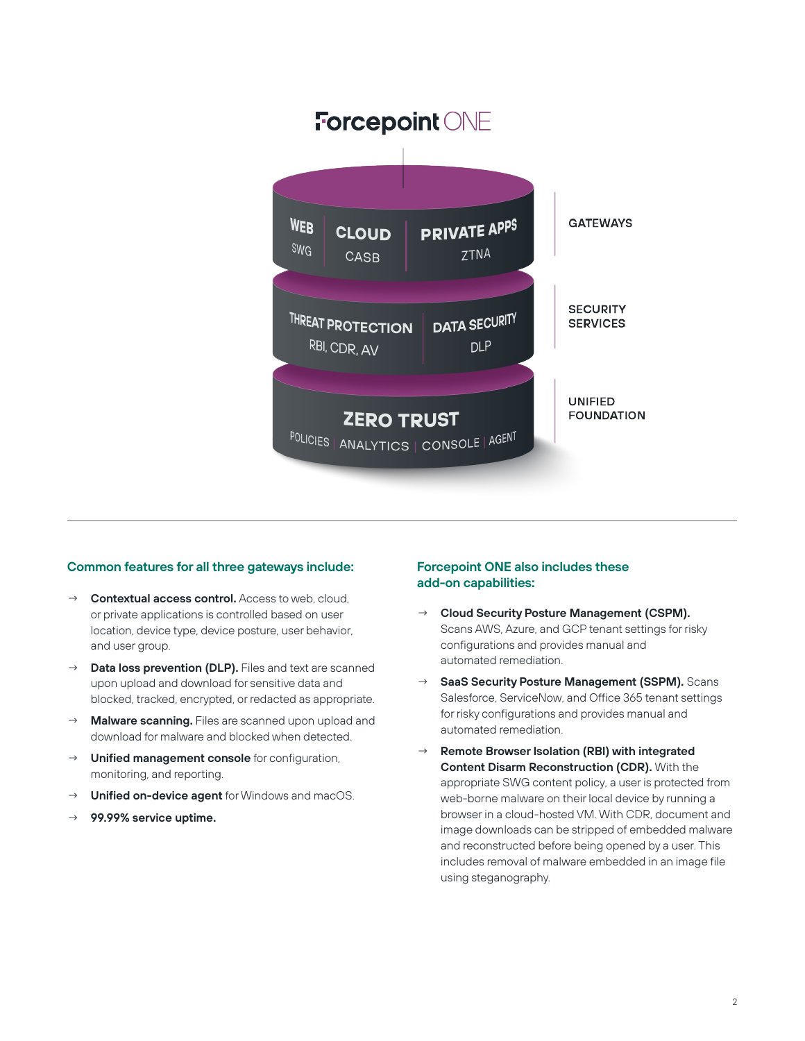## Forcepoint ONE

| Layer | Components |
| --- | --- |
| GATEWAYS | WEB (SWG) · CLOUD (CASB) · PRIVATE APPS (ZTNA) |
| SECURITY SERVICES | THREAT PROTECTION (RBI, CDR, AV) · DATA SECURITY (DLP) |
| UNIFIED FOUNDATION | ZERO TRUST: POLICIES · ANALYTICS · CONSOLE · AGENT |

---

### Common features for all three gateways include:

- **Contextual access control.** Access to web, cloud, or private applications is controlled based on user location, device type, device posture, user behavior, and user group.
- **Data loss prevention (DLP).** Files and text are scanned upon upload and download for sensitive data and blocked, tracked, encrypted, or redacted as appropriate.
- **Malware scanning.** Files are scanned upon upload and download for malware and blocked when detected.
- **Unified management console** for configuration, monitoring, and reporting.
- **Unified on-device agent** for Windows and macOS.
- **99.99% service uptime.**

### Forcepoint ONE also includes these add-on capabilities:

- **Cloud Security Posture Management (CSPM).** Scans AWS, Azure, and GCP tenant settings for risky configurations and provides manual and automated remediation.
- **SaaS Security Posture Management (SSPM).** Scans Salesforce, ServiceNow, and Office 365 tenant settings for risky configurations and provides manual and automated remediation.
- **Remote Browser Isolation (RBI) with integrated Content Disarm Reconstruction (CDR).** With the appropriate SWG content policy, a user is protected from web-borne malware on their local device by running a browser in a cloud-hosted VM. With CDR, document and image downloads can be stripped of embedded malware and reconstructed before being opened by a user. This includes removal of malware embedded in an image file using steganography.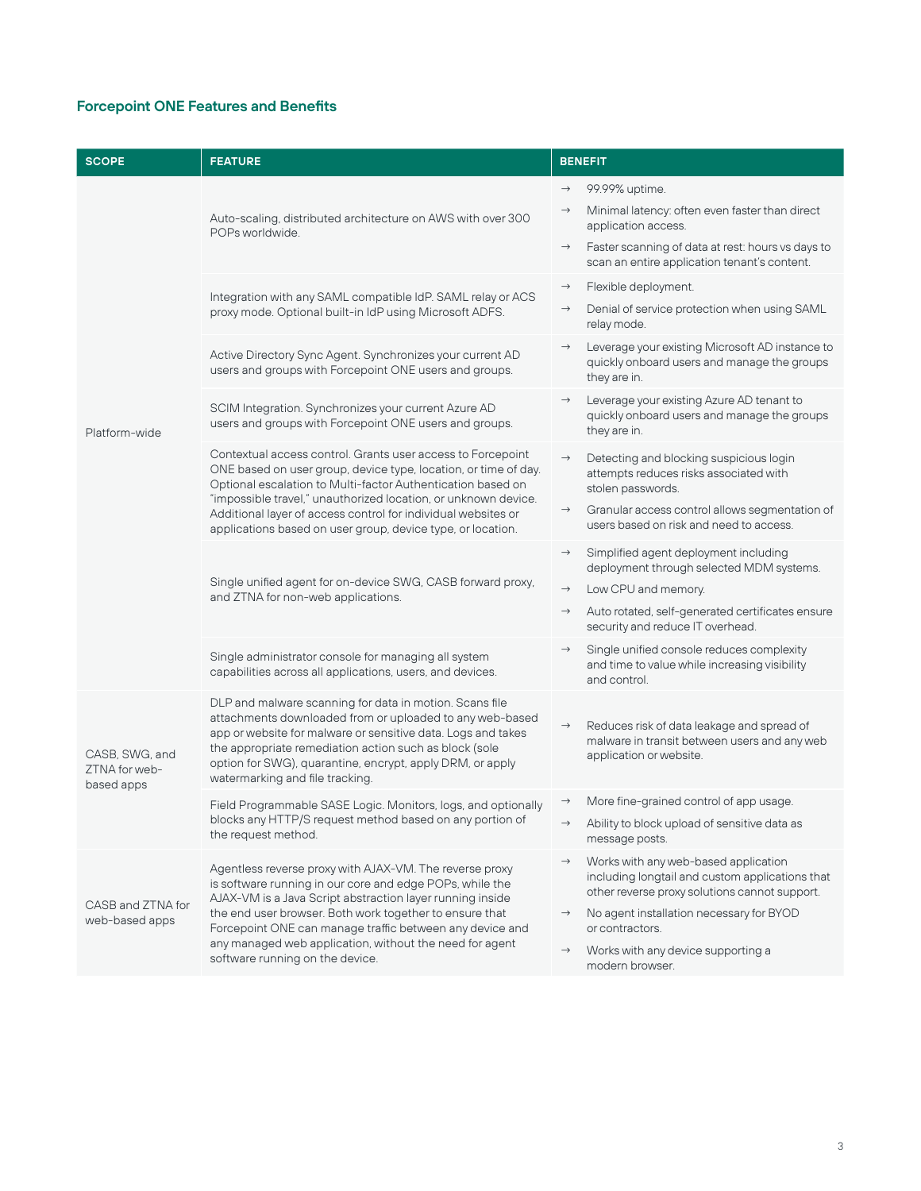## Forcepoint ONE Features and Benefits

| SCOPE | FEATURE | BENEFIT |
|---|---|---|
| Platform-wide | Auto-scaling, distributed architecture on AWS with over 300 POPs worldwide. | → 99.99% uptime.<br>→ Minimal latency: often even faster than direct application access.<br>→ Faster scanning of data at rest: hours vs days to scan an entire application tenant's content. |
| | Integration with any SAML compatible IdP. SAML relay or ACS proxy mode. Optional built-in IdP using Microsoft ADFS. | → Flexible deployment.<br>→ Denial of service protection when using SAML relay mode. |
| | Active Directory Sync Agent. Synchronizes your current AD users and groups with Forcepoint ONE users and groups. | → Leverage your existing Microsoft AD instance to quickly onboard users and manage the groups they are in. |
| | SCIM Integration. Synchronizes your current Azure AD users and groups with Forcepoint ONE users and groups. | → Leverage your existing Azure AD tenant to quickly onboard users and manage the groups they are in. |
| | Contextual access control. Grants user access to Forcepoint ONE based on user group, device type, location, or time of day. Optional escalation to Multi-factor Authentication based on "impossible travel," unauthorized location, or unknown device. Additional layer of access control for individual websites or applications based on user group, device type, or location. | → Detecting and blocking suspicious login attempts reduces risks associated with stolen passwords.<br>→ Granular access control allows segmentation of users based on risk and need to access. |
| | Single unified agent for on-device SWG, CASB forward proxy, and ZTNA for non-web applications. | → Simplified agent deployment including deployment through selected MDM systems.<br>→ Low CPU and memory.<br>→ Auto rotated, self-generated certificates ensure security and reduce IT overhead. |
| | Single administrator console for managing all system capabilities across all applications, users, and devices. | → Single unified console reduces complexity and time to value while increasing visibility and control. |
| CASB, SWG, and ZTNA for web-based apps | DLP and malware scanning for data in motion. Scans file attachments downloaded from or uploaded to any web-based app or website for malware or sensitive data. Logs and takes the appropriate remediation action such as block (sole option for SWG), quarantine, encrypt, apply DRM, or apply watermarking and file tracking. | → Reduces risk of data leakage and spread of malware in transit between users and any web application or website. |
| | Field Programmable SASE Logic. Monitors, logs, and optionally blocks any HTTP/S request method based on any portion of the request method. | → More fine-grained control of app usage.<br>→ Ability to block upload of sensitive data as message posts. |
| CASB and ZTNA for web-based apps | Agentless reverse proxy with AJAX-VM. The reverse proxy is software running in our core and edge POPs, while the AJAX-VM is a Java Script abstraction layer running inside the end user browser. Both work together to ensure that Forcepoint ONE can manage traffic between any device and any managed web application, without the need for agent software running on the device. | → Works with any web-based application including longtail and custom applications that other reverse proxy solutions cannot support.<br>→ No agent installation necessary for BYOD or contractors.<br>→ Works with any device supporting a modern browser. |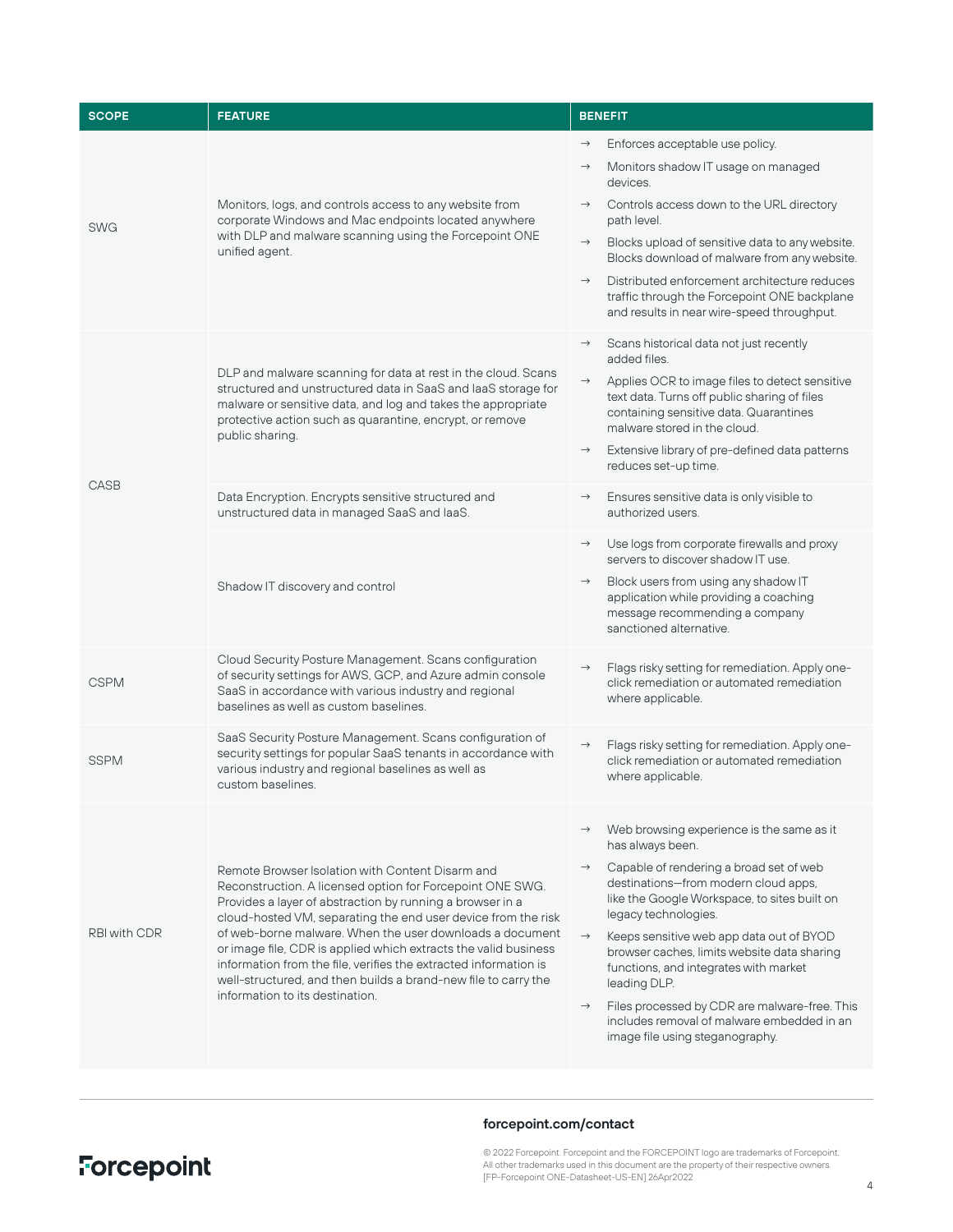| SCOPE | FEATURE | BENEFIT |
|---|---|---|
| SWG | Monitors, logs, and controls access to any website from corporate Windows and Mac endpoints located anywhere with DLP and malware scanning using the Forcepoint ONE unified agent. | → Enforces acceptable use policy.<br>→ Monitors shadow IT usage on managed devices.<br>→ Controls access down to the URL directory path level.<br>→ Blocks upload of sensitive data to any website. Blocks download of malware from any website.<br>→ Distributed enforcement architecture reduces traffic through the Forcepoint ONE backplane and results in near wire-speed throughput. |
| CASB | DLP and malware scanning for data at rest in the cloud. Scans structured and unstructured data in SaaS and IaaS storage for malware or sensitive data, and log and takes the appropriate protective action such as quarantine, encrypt, or remove public sharing. | → Scans historical data not just recently added files.<br>→ Applies OCR to image files to detect sensitive text data. Turns off public sharing of files containing sensitive data. Quarantines malware stored in the cloud.<br>→ Extensive library of pre-defined data patterns reduces set-up time. |
| | Data Encryption. Encrypts sensitive structured and unstructured data in managed SaaS and IaaS. | → Ensures sensitive data is only visible to authorized users. |
| | Shadow IT discovery and control | → Use logs from corporate firewalls and proxy servers to discover shadow IT use.<br>→ Block users from using any shadow IT application while providing a coaching message recommending a company sanctioned alternative. |
| CSPM | Cloud Security Posture Management. Scans configuration of security settings for AWS, GCP, and Azure admin console SaaS in accordance with various industry and regional baselines as well as custom baselines. | → Flags risky setting for remediation. Apply one-click remediation or automated remediation where applicable. |
| SSPM | SaaS Security Posture Management. Scans configuration of security settings for popular SaaS tenants in accordance with various industry and regional baselines as well as custom baselines. | → Flags risky setting for remediation. Apply one-click remediation or automated remediation where applicable. |
| RBI with CDR | Remote Browser Isolation with Content Disarm and Reconstruction. A licensed option for Forcepoint ONE SWG. Provides a layer of abstraction by running a browser in a cloud-hosted VM, separating the end user device from the risk of web-borne malware. When the user downloads a document or image file, CDR is applied which extracts the valid business information from the file, verifies the extracted information is well-structured, and then builds a brand-new file to carry the information to its destination. | → Web browsing experience is the same as it has always been.<br>→ Capable of rendering a broad set of web destinations—from modern cloud apps, like the Google Workspace, to sites built on legacy technologies.<br>→ Keeps sensitive web app data out of BYOD browser caches, limits website data sharing functions, and integrates with market leading DLP.<br>→ Files processed by CDR are malware-free. This includes removal of malware embedded in an image file using steganography. |

Forcepoint

**forcepoint.com/contact**

© 2022 Forcepoint. Forcepoint and the FORCEPOINT logo are trademarks of Forcepoint. All other trademarks used in this document are the property of their respective owners. [FP-Forcepoint ONE-Datasheet-US-EN] 26Apr2022